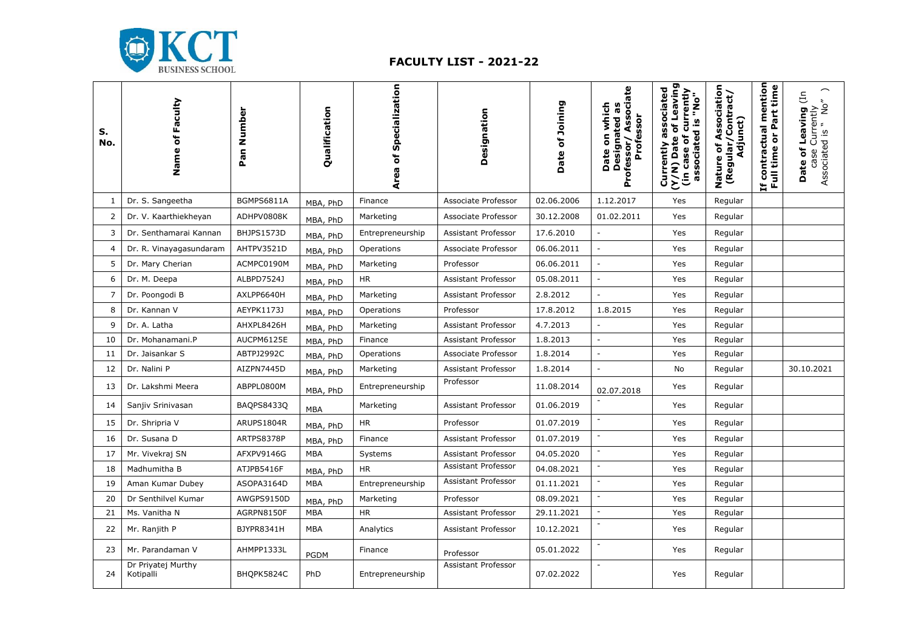# FACULTY LIST - 2021-22

| S. No. | Name of Faculty | Pan Number | Qualification | Area of Specialization | Designation | Date of Joining | Date on which Designated as Professor/ Associate Professor | Currently associated (Y/N) Date of Leaving (in case of currently associated is "No" | Nature of Association (Regular/Contract/ Adjunct) | If contractual mention Full time or Part time | Date of Leaving (In case Currently Associated is " No" ) |
|---|---|---|---|---|---|---|---|---|---|---|---|
| 1 | Dr. S. Sangeetha | BGMPS6811A | MBA, PhD | Finance | Associate Professor | 02.06.2006 | 1.12.2017 | Yes | Regular | | |
| 2 | Dr. V. Kaarthiekheyan | ADHPV0808K | MBA, PhD | Marketing | Associate Professor | 30.12.2008 | 01.02.2011 | Yes | Regular | | |
| 3 | Dr. Senthamarai Kannan | BHJPS1573D | MBA, PhD | Entrepreneurship | Assistant Professor | 17.6.2010 | - | Yes | Regular | | |
| 4 | Dr. R. Vinayagasundaram | AHTPV3521D | MBA, PhD | Operations | Associate Professor | 06.06.2011 | - | Yes | Regular | | |
| 5 | Dr. Mary Cherian | ACMPC0190M | MBA, PhD | Marketing | Professor | 06.06.2011 | - | Yes | Regular | | |
| 6 | Dr. M. Deepa | ALBPD7524J | MBA, PhD | HR | Assistant Professor | 05.08.2011 | - | Yes | Regular | | |
| 7 | Dr. Poongodi B | AXLPP6640H | MBA, PhD | Marketing | Assistant Professor | 2.8.2012 | - | Yes | Regular | | |
| 8 | Dr. Kannan V | AEYPK1173J | MBA, PhD | Operations | Professor | 17.8.2012 | 1.8.2015 | Yes | Regular | | |
| 9 | Dr. A. Latha | AHXPL8426H | MBA, PhD | Marketing | Assistant Professor | 4.7.2013 | - | Yes | Regular | | |
| 10 | Dr. Mohanamani.P | AUCPM6125E | MBA, PhD | Finance | Assistant Professor | 1.8.2013 | - | Yes | Regular | | |
| 11 | Dr. Jaisankar S | ABTPJ2992C | MBA, PhD | Operations | Associate Professor | 1.8.2014 | - | Yes | Regular | | |
| 12 | Dr. Nalini P | AIZPN7445D | MBA, PhD | Marketing | Assistant Professor | 1.8.2014 | - | No | Regular | | 30.10.2021 |
| 13 | Dr. Lakshmi Meera | ABPPL0800M | MBA, PhD | Entrepreneurship | Professor | 11.08.2014 | 02.07.2018 | Yes | Regular | | |
| 14 | Sanjiv Srinivasan | BAQPS8433Q | MBA | Marketing | Assistant Professor | 01.06.2019 | - | Yes | Regular | | |
| 15 | Dr. Shripria V | ARUPS1804R | MBA, PhD | HR | Professor | 01.07.2019 | - | Yes | Regular | | |
| 16 | Dr. Susana D | ARTPS8378P | MBA, PhD | Finance | Assistant Professor | 01.07.2019 | - | Yes | Regular | | |
| 17 | Mr. Vivekraj SN | AFXPV9146G | MBA | Systems | Assistant Professor | 04.05.2020 | - | Yes | Regular | | |
| 18 | Madhumitha B | ATJPB5416F | MBA, PhD | HR | Assistant Professor | 04.08.2021 | - | Yes | Regular | | |
| 19 | Aman Kumar Dubey | ASOPA3164D | MBA | Entrepreneurship | Assistant Professor | 01.11.2021 | - | Yes | Regular | | |
| 20 | Dr Senthilvel Kumar | AWGPS9150D | MBA, PhD | Marketing | Professor | 08.09.2021 | - | Yes | Regular | | |
| 21 | Ms. Vanitha N | AGRPN8150F | MBA | HR | Assistant Professor | 29.11.2021 | - | Yes | Regular | | |
| 22 | Mr. Ranjith P | BJYPR8341H | MBA | Analytics | Assistant Professor | 10.12.2021 | - | Yes | Regular | | |
| 23 | Mr. Parandaman V | AHMPP1333L | PGDM | Finance | Professor | 05.01.2022 | - | Yes | Regular | | |
| 24 | Dr Priyatej Murthy Kotipalli | BHQPK5824C | PhD | Entrepreneurship | Assistant Professor | 07.02.2022 | - | Yes | Regular | | |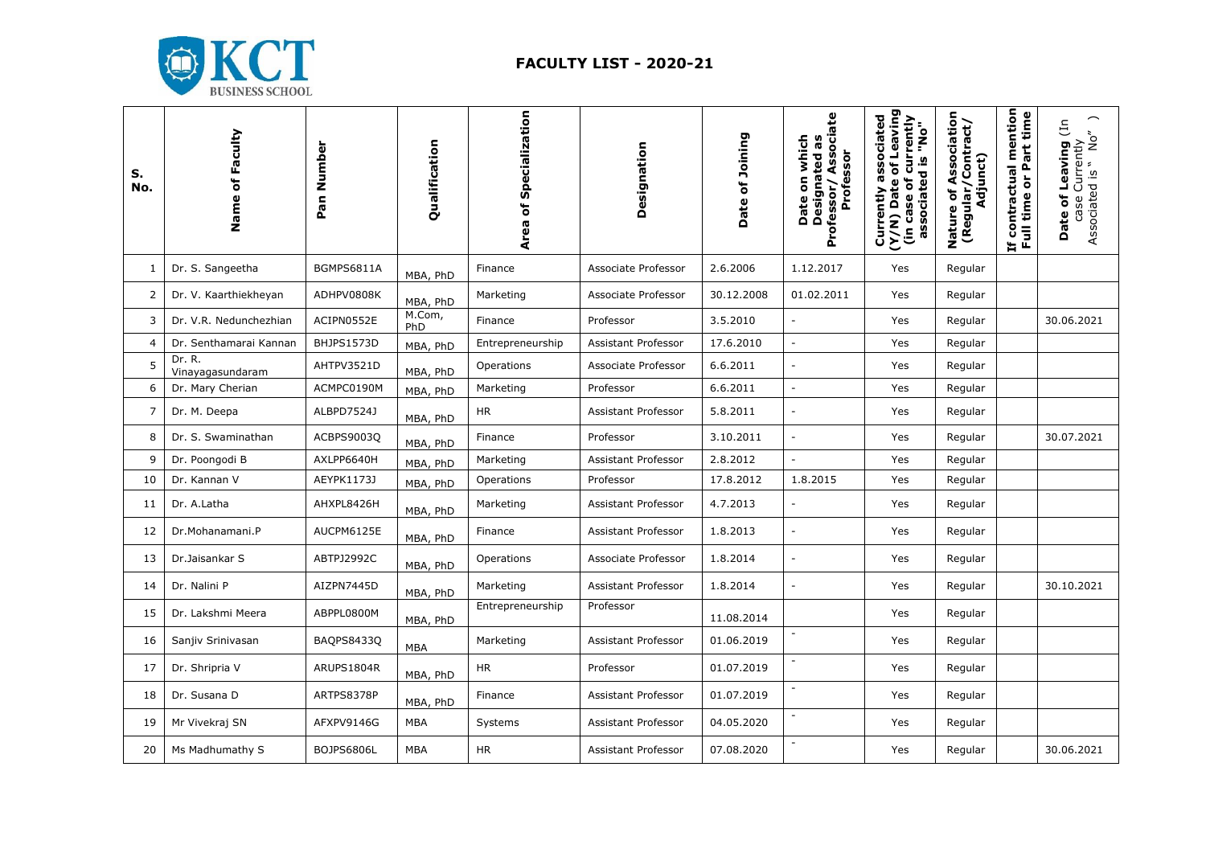# FACULTY LIST - 2020-21

| S. No. | Name of Faculty | Pan Number | Qualification | Area of Specialization | Designation | Date of Joining | Date on which Designated as Professor/ Associate Professor | Currently associated (Y/N) Date of Leaving (in case of currently associated is "No" | Nature of Association (Regular/Contract/ Adjunct) | If contractual mention Full time or Part time | Date of Leaving (In case Currently Associated is " No" ) |
|---|---|---|---|---|---|---|---|---|---|---|---|
| 1 | Dr. S. Sangeetha | BGMPS6811A | MBA, PhD | Finance | Associate Professor | 2.6.2006 | 1.12.2017 | Yes | Regular | | |
| 2 | Dr. V. Kaarthiekheyan | ADHPV0808K | MBA, PhD | Marketing | Associate Professor | 30.12.2008 | 01.02.2011 | Yes | Regular | | |
| 3 | Dr. V.R. Nedunchezhian | ACIPN0552E | M.Com, PhD | Finance | Professor | 3.5.2010 | - | Yes | Regular | | 30.06.2021 |
| 4 | Dr. Senthamarai Kannan | BHJPS1573D | MBA, PhD | Entrepreneurship | Assistant Professor | 17.6.2010 | - | Yes | Regular | | |
| 5 | Dr. R. Vinayagasundaram | AHTPV3521D | MBA, PhD | Operations | Associate Professor | 6.6.2011 | - | Yes | Regular | | |
| 6 | Dr. Mary Cherian | ACMPC0190M | MBA, PhD | Marketing | Professor | 6.6.2011 | - | Yes | Regular | | |
| 7 | Dr. M. Deepa | ALBPD7524J | MBA, PhD | HR | Assistant Professor | 5.8.2011 | - | Yes | Regular | | |
| 8 | Dr. S. Swaminathan | ACBPS9003Q | MBA, PhD | Finance | Professor | 3.10.2011 | - | Yes | Regular | | 30.07.2021 |
| 9 | Dr. Poongodi B | AXLPP6640H | MBA, PhD | Marketing | Assistant Professor | 2.8.2012 | - | Yes | Regular | | |
| 10 | Dr. Kannan V | AEYPK1173J | MBA, PhD | Operations | Professor | 17.8.2012 | 1.8.2015 | Yes | Regular | | |
| 11 | Dr. A.Latha | AHXPL8426H | MBA, PhD | Marketing | Assistant Professor | 4.7.2013 | - | Yes | Regular | | |
| 12 | Dr.Mohanamani.P | AUCPM6125E | MBA, PhD | Finance | Assistant Professor | 1.8.2013 | - | Yes | Regular | | |
| 13 | Dr.Jaisankar S | ABTPJ2992C | MBA, PhD | Operations | Associate Professor | 1.8.2014 | - | Yes | Regular | | |
| 14 | Dr. Nalini P | AIZPN7445D | MBA, PhD | Marketing | Assistant Professor | 1.8.2014 | - | Yes | Regular | | 30.10.2021 |
| 15 | Dr. Lakshmi Meera | ABPPL0800M | MBA, PhD | Entrepreneurship | Professor | 11.08.2014 | | Yes | Regular | | |
| 16 | Sanjiv Srinivasan | BAQPS8433Q | MBA | Marketing | Assistant Professor | 01.06.2019 | - | Yes | Regular | | |
| 17 | Dr. Shripria V | ARUPS1804R | MBA, PhD | HR | Professor | 01.07.2019 | - | Yes | Regular | | |
| 18 | Dr. Susana D | ARTPS8378P | MBA, PhD | Finance | Assistant Professor | 01.07.2019 | - | Yes | Regular | | |
| 19 | Mr Vivekraj SN | AFXPV9146G | MBA | Systems | Assistant Professor | 04.05.2020 | - | Yes | Regular | | |
| 20 | Ms Madhumathy S | BOJPS6806L | MBA | HR | Assistant Professor | 07.08.2020 | - | Yes | Regular | | 30.06.2021 |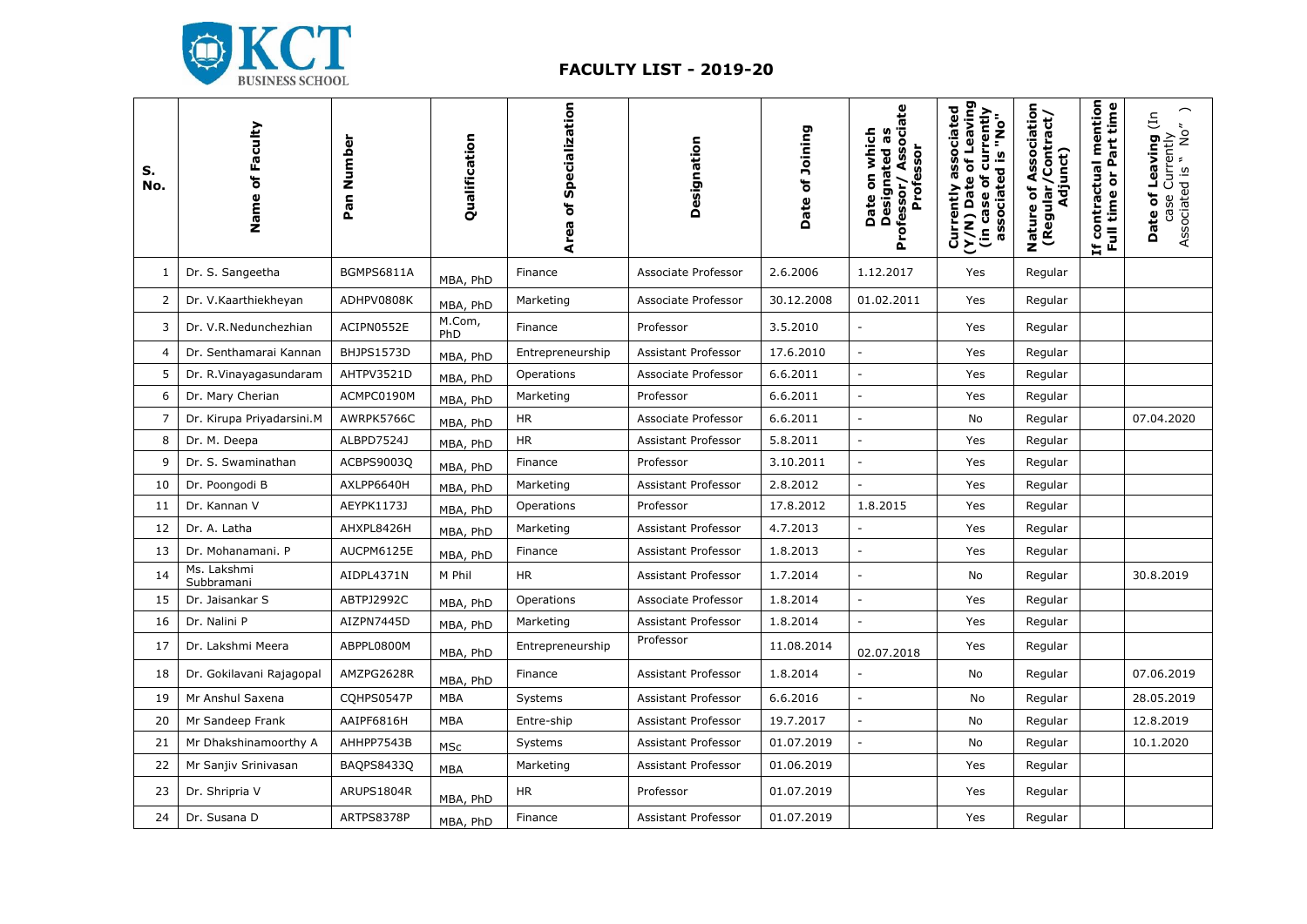# FACULTY LIST - 2019-20

| S. No. | Name of Faculty | Pan Number | Qualification | Area of Specialization | Designation | Date of Joining | Date on which Designated as Professor/ Associate Professor | Currently associated (Y/N) Date of Leaving (in case of currently associated is "No" | Nature of Association (Regular/Contract/ Adjunct) | If contractual mention Full time or Part time | Date of Leaving (In case Currently Associated is " No" ) |
|---|---|---|---|---|---|---|---|---|---|---|---|
| 1 | Dr. S. Sangeetha | BGMPS6811A | MBA, PhD | Finance | Associate Professor | 2.6.2006 | 1.12.2017 | Yes | Regular | | |
| 2 | Dr. V.Kaarthiekheyan | ADHPV0808K | MBA, PhD | Marketing | Associate Professor | 30.12.2008 | 01.02.2011 | Yes | Regular | | |
| 3 | Dr. V.R.Nedunchezhian | ACIPN0552E | M.Com, PhD | Finance | Professor | 3.5.2010 | - | Yes | Regular | | |
| 4 | Dr. Senthamarai Kannan | BHJPS1573D | MBA, PhD | Entrepreneurship | Assistant Professor | 17.6.2010 | - | Yes | Regular | | |
| 5 | Dr. R.Vinayagasundaram | AHTPV3521D | MBA, PhD | Operations | Associate Professor | 6.6.2011 | - | Yes | Regular | | |
| 6 | Dr. Mary Cherian | ACMPC0190M | MBA, PhD | Marketing | Professor | 6.6.2011 | - | Yes | Regular | | |
| 7 | Dr. Kirupa Priyadarsini.M | AWRPK5766C | MBA, PhD | HR | Associate Professor | 6.6.2011 | - | No | Regular | | 07.04.2020 |
| 8 | Dr. M. Deepa | ALBPD7524J | MBA, PhD | HR | Assistant Professor | 5.8.2011 | - | Yes | Regular | | |
| 9 | Dr. S. Swaminathan | ACBPS9003Q | MBA, PhD | Finance | Professor | 3.10.2011 | - | Yes | Regular | | |
| 10 | Dr. Poongodi B | AXLPP6640H | MBA, PhD | Marketing | Assistant Professor | 2.8.2012 | - | Yes | Regular | | |
| 11 | Dr. Kannan V | AEYPK1173J | MBA, PhD | Operations | Professor | 17.8.2012 | 1.8.2015 | Yes | Regular | | |
| 12 | Dr. A. Latha | AHXPL8426H | MBA, PhD | Marketing | Assistant Professor | 4.7.2013 | - | Yes | Regular | | |
| 13 | Dr. Mohanamani. P | AUCPM6125E | MBA, PhD | Finance | Assistant Professor | 1.8.2013 | - | Yes | Regular | | |
| 14 | Ms. Lakshmi Subbramani | AIDPL4371N | M Phil | HR | Assistant Professor | 1.7.2014 | - | No | Regular | | 30.8.2019 |
| 15 | Dr. Jaisankar S | ABTPJ2992C | MBA, PhD | Operations | Associate Professor | 1.8.2014 | - | Yes | Regular | | |
| 16 | Dr. Nalini P | AIZPN7445D | MBA, PhD | Marketing | Assistant Professor | 1.8.2014 | - | Yes | Regular | | |
| 17 | Dr. Lakshmi Meera | ABPPL0800M | MBA, PhD | Entrepreneurship | Professor | 11.08.2014 | 02.07.2018 | Yes | Regular | | |
| 18 | Dr. Gokilavani Rajagopal | AMZPG2628R | MBA, PhD | Finance | Assistant Professor | 1.8.2014 | - | No | Regular | | 07.06.2019 |
| 19 | Mr Anshul Saxena | CQHPS0547P | MBA | Systems | Assistant Professor | 6.6.2016 | - | No | Regular | | 28.05.2019 |
| 20 | Mr Sandeep Frank | AAIPF6816H | MBA | Entre-ship | Assistant Professor | 19.7.2017 | - | No | Regular | | 12.8.2019 |
| 21 | Mr Dhakshinamoorthy A | AHHPP7543B | MSc | Systems | Assistant Professor | 01.07.2019 | - | No | Regular | | 10.1.2020 |
| 22 | Mr Sanjiv Srinivasan | BAQPS8433Q | MBA | Marketing | Assistant Professor | 01.06.2019 | | Yes | Regular | | |
| 23 | Dr. Shripria V | ARUPS1804R | MBA, PhD | HR | Professor | 01.07.2019 | | Yes | Regular | | |
| 24 | Dr. Susana D | ARTPS8378P | MBA, PhD | Finance | Assistant Professor | 01.07.2019 | | Yes | Regular | | |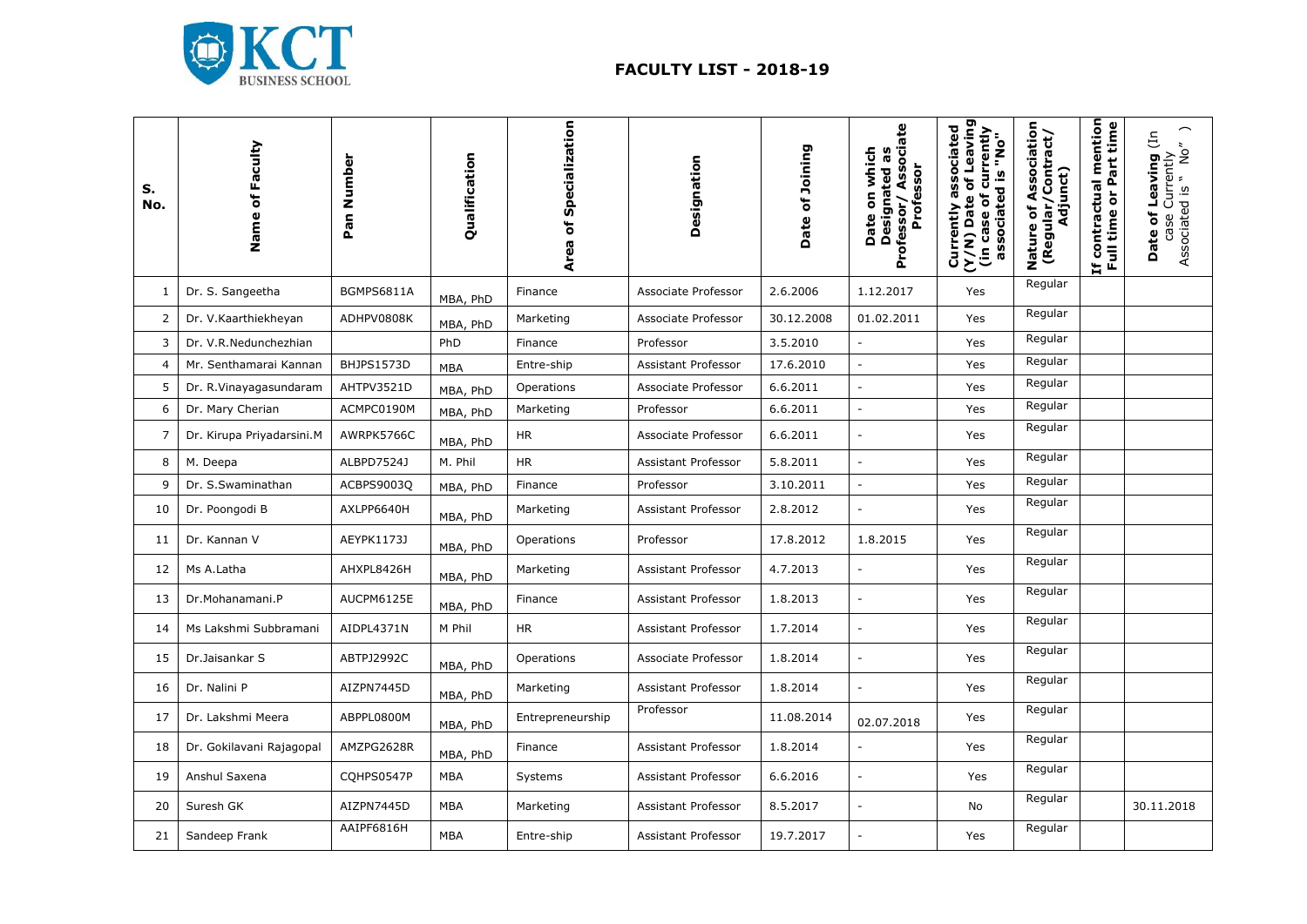# FACULTY LIST - 2018-19

| S. No. | Name of Faculty | Pan Number | Qualification | Area of Specialization | Designation | Date of Joining | Date on which Designated as Professor/ Associate Professor | Currently associated (Y/N) Date of Leaving (in case of currently associated is "No" | Nature of Association (Regular/Contract/ Adjunct) | If contractual mention Full time or Part time | Date of Leaving (In case Currently Associated is " No" ) |
|---|---|---|---|---|---|---|---|---|---|---|---|
| 1 | Dr. S. Sangeetha | BGMPS6811A | MBA, PhD | Finance | Associate Professor | 2.6.2006 | 1.12.2017 | Yes | Regular | | |
| 2 | Dr. V.Kaarthiekheyan | ADHPV0808K | MBA, PhD | Marketing | Associate Professor | 30.12.2008 | 01.02.2011 | Yes | Regular | | |
| 3 | Dr. V.R.Nedunchezhian | | PhD | Finance | Professor | 3.5.2010 | - | Yes | Regular | | |
| 4 | Mr. Senthamarai Kannan | BHJPS1573D | MBA | Entre-ship | Assistant Professor | 17.6.2010 | - | Yes | Regular | | |
| 5 | Dr. R.Vinayagasundaram | AHTPV3521D | MBA, PhD | Operations | Associate Professor | 6.6.2011 | - | Yes | Regular | | |
| 6 | Dr. Mary Cherian | ACMPC0190M | MBA, PhD | Marketing | Professor | 6.6.2011 | - | Yes | Regular | | |
| 7 | Dr. Kirupa Priyadarsini.M | AWRPK5766C | MBA, PhD | HR | Associate Professor | 6.6.2011 | - | Yes | Regular | | |
| 8 | M. Deepa | ALBPD7524J | M. Phil | HR | Assistant Professor | 5.8.2011 | - | Yes | Regular | | |
| 9 | Dr. S.Swaminathan | ACBPS9003Q | MBA, PhD | Finance | Professor | 3.10.2011 | - | Yes | Regular | | |
| 10 | Dr. Poongodi B | AXLPP6640H | MBA, PhD | Marketing | Assistant Professor | 2.8.2012 | - | Yes | Regular | | |
| 11 | Dr. Kannan V | AEYPK1173J | MBA, PhD | Operations | Professor | 17.8.2012 | 1.8.2015 | Yes | Regular | | |
| 12 | Ms A.Latha | AHXPL8426H | MBA, PhD | Marketing | Assistant Professor | 4.7.2013 | - | Yes | Regular | | |
| 13 | Dr.Mohanamani.P | AUCPM6125E | MBA, PhD | Finance | Assistant Professor | 1.8.2013 | - | Yes | Regular | | |
| 14 | Ms Lakshmi Subbramani | AIDPL4371N | M Phil | HR | Assistant Professor | 1.7.2014 | - | Yes | Regular | | |
| 15 | Dr.Jaisankar S | ABTPJ2992C | MBA, PhD | Operations | Associate Professor | 1.8.2014 | - | Yes | Regular | | |
| 16 | Dr. Nalini P | AIZPN7445D | MBA, PhD | Marketing | Assistant Professor | 1.8.2014 | - | Yes | Regular | | |
| 17 | Dr. Lakshmi Meera | ABPPL0800M | MBA, PhD | Entrepreneurship | Professor | 11.08.2014 | 02.07.2018 | Yes | Regular | | |
| 18 | Dr. Gokilavani Rajagopal | AMZPG2628R | MBA, PhD | Finance | Assistant Professor | 1.8.2014 | - | Yes | Regular | | |
| 19 | Anshul Saxena | CQHPS0547P | MBA | Systems | Assistant Professor | 6.6.2016 | - | Yes | Regular | | |
| 20 | Suresh GK | AIZPN7445D | MBA | Marketing | Assistant Professor | 8.5.2017 | - | No | Regular | | 30.11.2018 |
| 21 | Sandeep Frank | AAIPF6816H | MBA | Entre-ship | Assistant Professor | 19.7.2017 | - | Yes | Regular | | |